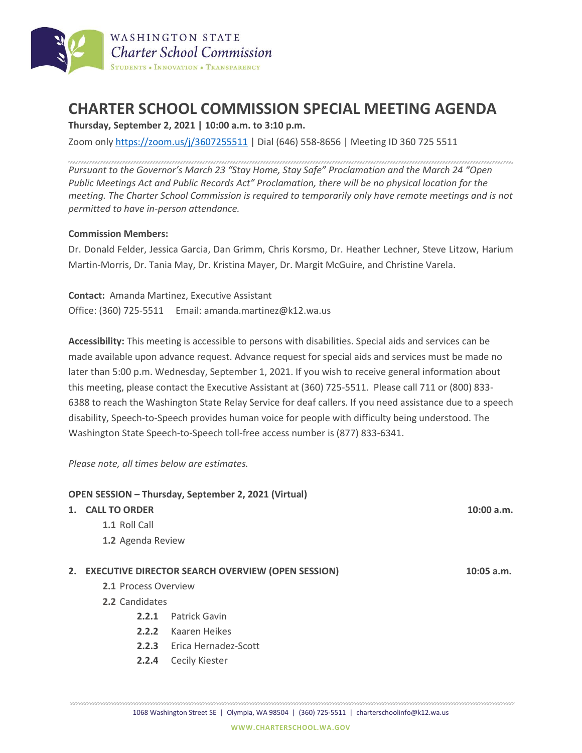# CHARTER SCHOOL COMMISSION SPECIAL MEETING AGENDA

**Thursday, September 2, 2021 | 10:00 a.m. to 3:10 p.m.**

Zoom only https://zoom.us/j/3607255511 | Dial (646) 558-8656 | Meeting ID 360 725 5511

*Pursuant to the Governor's March 23 "Stay Home, Stay Safe" Proclamation and the March 24 "Open Public Meetings Act and Public Records Act" Proclamation, there will be no physical location for the meeting. The Charter School Commission is required to temporarily only have remote meetings and is not permitted to have in-person attendance.*

**Commission Members:**

Dr. Donald Felder, Jessica Garcia, Dan Grimm, Chris Korsmo, Dr. Heather Lechner, Steve Litzow, Harium Martin-Morris, Dr. Tania May, Dr. Kristina Mayer, Dr. Margit McGuire, and Christine Varela.

**Contact:** Amanda Martinez, Executive Assistant
Office: (360) 725-5511 Email: amanda.martinez@k12.wa.us

**Accessibility:** This meeting is accessible to persons with disabilities. Special aids and services can be made available upon advance request. Advance request for special aids and services must be made no later than 5:00 p.m. Wednesday, September 1, 2021. If you wish to receive general information about this meeting, please contact the Executive Assistant at (360) 725-5511. Please call 711 or (800) 833-6388 to reach the Washington State Relay Service for deaf callers. If you need assistance due to a speech disability, Speech-to-Speech provides human voice for people with difficulty being understood. The Washington State Speech-to-Speech toll-free access number is (877) 833-6341.

*Please note, all times below are estimates.*

**OPEN SESSION – Thursday, September 2, 2021 (Virtual)**

1. **CALL TO ORDER** — **10:00 a.m.**
   - **1.1** Roll Call
   - **1.2** Agenda Review

2. **EXECUTIVE DIRECTOR SEARCH OVERVIEW (OPEN SESSION)** — **10:05 a.m.**
   - **2.1** Process Overview
   - **2.2** Candidates
     - **2.2.1** Patrick Gavin
     - **2.2.2** Kaaren Heikes
     - **2.2.3** Erica Hernadez-Scott
     - **2.2.4** Cecily Kiester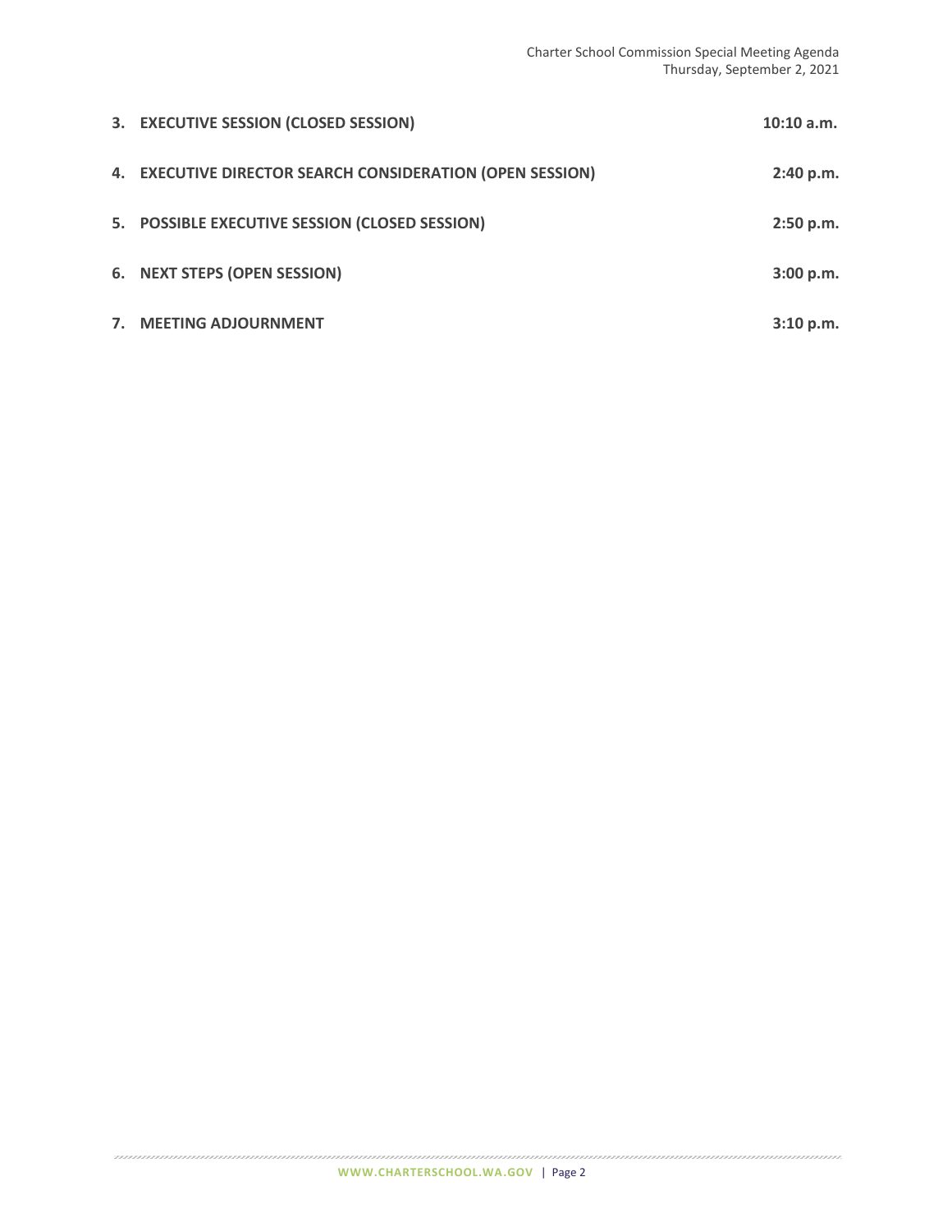**3. EXECUTIVE SESSION (CLOSED SESSION)** **10:10 a.m.**

**4. EXECUTIVE DIRECTOR SEARCH CONSIDERATION (OPEN SESSION)** **2:40 p.m.**

**5. POSSIBLE EXECUTIVE SESSION (CLOSED SESSION)** **2:50 p.m.**

**6. NEXT STEPS (OPEN SESSION)** **3:00 p.m.**

**7. MEETING ADJOURNMENT** **3:10 p.m.**